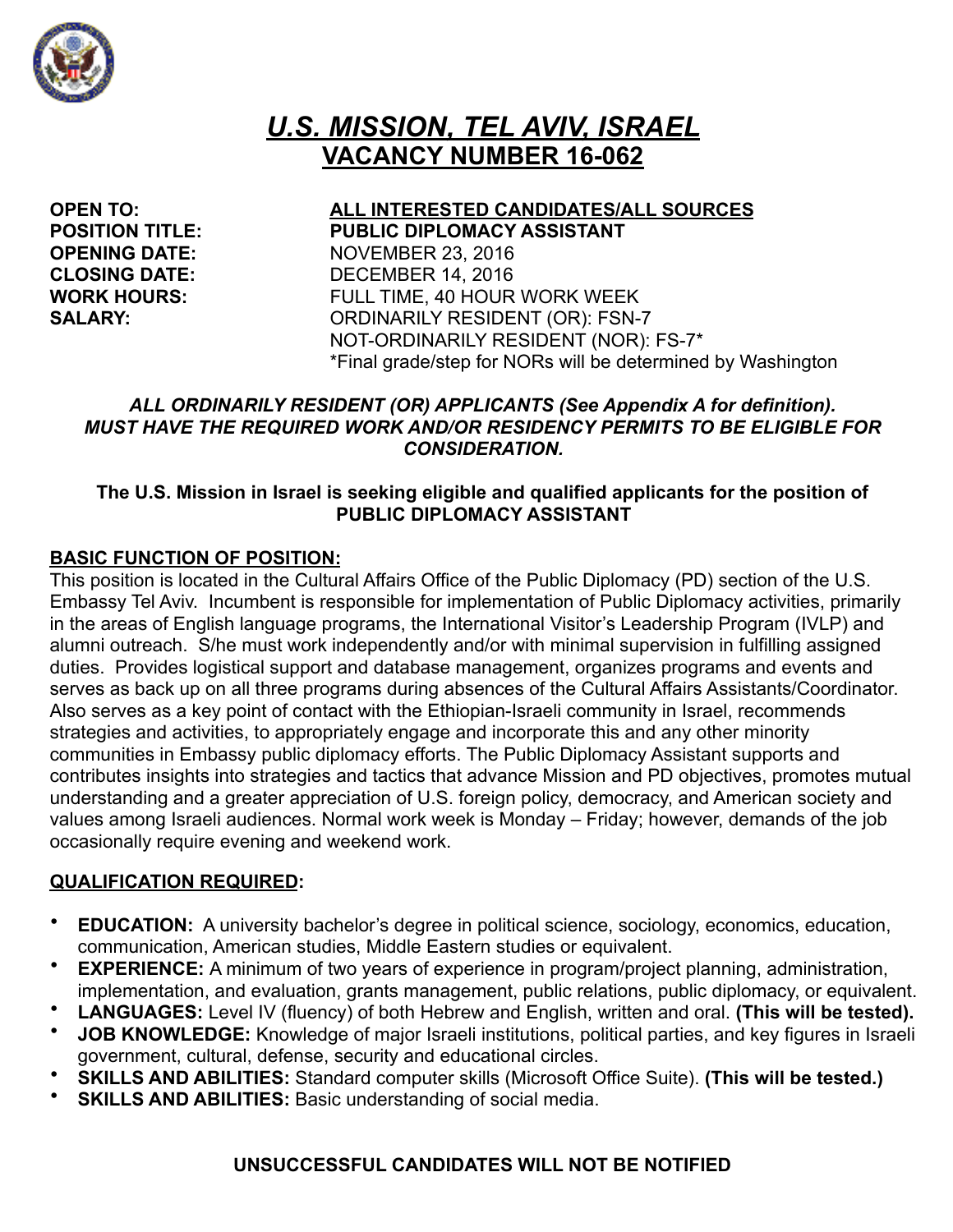# ***U.S. MISSION, TEL AVIV, ISRAEL***

## **VACANCY NUMBER 16-062**

**OPEN TO:** **ALL INTERESTED CANDIDATES/ALL SOURCES**
**POSITION TITLE:** **PUBLIC DIPLOMACY ASSISTANT**
**OPENING DATE:** NOVEMBER 23, 2016
**CLOSING DATE:** DECEMBER 14, 2016
**WORK HOURS:** FULL TIME, 40 HOUR WORK WEEK
**SALARY:** ORDINARILY RESIDENT (OR): FSN-7
NOT-ORDINARILY RESIDENT (NOR): FS-7*
*Final grade/step for NORs will be determined by Washington

***ALL ORDINARILY RESIDENT (OR) APPLICANTS (See Appendix A for definition). MUST HAVE THE REQUIRED WORK AND/OR RESIDENCY PERMITS TO BE ELIGIBLE FOR CONSIDERATION.***

**The U.S. Mission in Israel is seeking eligible and qualified applicants for the position of PUBLIC DIPLOMACY ASSISTANT**

**BASIC FUNCTION OF POSITION:**

This position is located in the Cultural Affairs Office of the Public Diplomacy (PD) section of the U.S. Embassy Tel Aviv. Incumbent is responsible for implementation of Public Diplomacy activities, primarily in the areas of English language programs, the International Visitor's Leadership Program (IVLP) and alumni outreach. S/he must work independently and/or with minimal supervision in fulfilling assigned duties. Provides logistical support and database management, organizes programs and events and serves as back up on all three programs during absences of the Cultural Affairs Assistants/Coordinator. Also serves as a key point of contact with the Ethiopian-Israeli community in Israel, recommends strategies and activities, to appropriately engage and incorporate this and any other minority communities in Embassy public diplomacy efforts. The Public Diplomacy Assistant supports and contributes insights into strategies and tactics that advance Mission and PD objectives, promotes mutual understanding and a greater appreciation of U.S. foreign policy, democracy, and American society and values among Israeli audiences. Normal work week is Monday – Friday; however, demands of the job occasionally require evening and weekend work.

**QUALIFICATION REQUIRED:**

- **EDUCATION:** A university bachelor's degree in political science, sociology, economics, education, communication, American studies, Middle Eastern studies or equivalent.
- **EXPERIENCE:** A minimum of two years of experience in program/project planning, administration, implementation, and evaluation, grants management, public relations, public diplomacy, or equivalent.
- **LANGUAGES:** Level IV (fluency) of both Hebrew and English, written and oral. **(This will be tested).**
- **JOB KNOWLEDGE:** Knowledge of major Israeli institutions, political parties, and key figures in Israeli government, cultural, defense, security and educational circles.
- **SKILLS AND ABILITIES:** Standard computer skills (Microsoft Office Suite). **(This will be tested.)**
- **SKILLS AND ABILITIES:** Basic understanding of social media.

**UNSUCCESSFUL CANDIDATES WILL NOT BE NOTIFIED**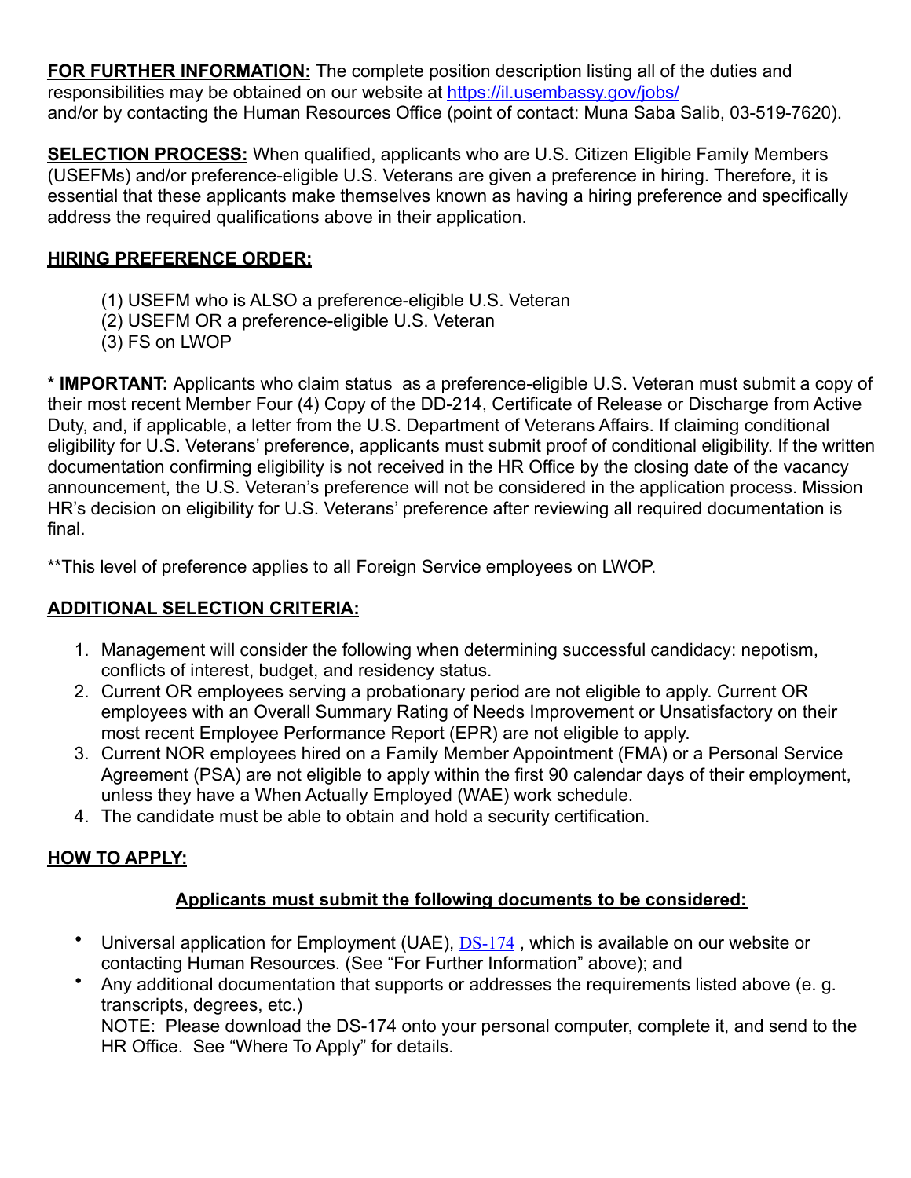**FOR FURTHER INFORMATION:** The complete position description listing all of the duties and responsibilities may be obtained on our website at [https://il.usembassy.gov/jobs/](https://il.usembassy.gov/jobs/) and/or by contacting the Human Resources Office (point of contact: Muna Saba Salib, 03-519-7620).

**SELECTION PROCESS:** When qualified, applicants who are U.S. Citizen Eligible Family Members (USEFMs) and/or preference-eligible U.S. Veterans are given a preference in hiring. Therefore, it is essential that these applicants make themselves known as having a hiring preference and specifically address the required qualifications above in their application.

**HIRING PREFERENCE ORDER:**

(1) USEFM who is ALSO a preference-eligible U.S. Veteran
(2) USEFM OR a preference-eligible U.S. Veteran
(3) FS on LWOP

**\* IMPORTANT:** Applicants who claim status as a preference-eligible U.S. Veteran must submit a copy of their most recent Member Four (4) Copy of the DD-214, Certificate of Release or Discharge from Active Duty, and, if applicable, a letter from the U.S. Department of Veterans Affairs. If claiming conditional eligibility for U.S. Veterans' preference, applicants must submit proof of conditional eligibility. If the written documentation confirming eligibility is not received in the HR Office by the closing date of the vacancy announcement, the U.S. Veteran's preference will not be considered in the application process. Mission HR's decision on eligibility for U.S. Veterans' preference after reviewing all required documentation is final.

**This level of preference applies to all Foreign Service employees on LWOP.

**ADDITIONAL SELECTION CRITERIA:**

1. Management will consider the following when determining successful candidacy: nepotism, conflicts of interest, budget, and residency status.
2. Current OR employees serving a probationary period are not eligible to apply. Current OR employees with an Overall Summary Rating of Needs Improvement or Unsatisfactory on their most recent Employee Performance Report (EPR) are not eligible to apply.
3. Current NOR employees hired on a Family Member Appointment (FMA) or a Personal Service Agreement (PSA) are not eligible to apply within the first 90 calendar days of their employment, unless they have a When Actually Employed (WAE) work schedule.
4. The candidate must be able to obtain and hold a security certification.

**HOW TO APPLY:**

**Applicants must submit the following documents to be considered:**

- Universal application for Employment (UAE), DS-174 , which is available on our website or contacting Human Resources. (See "For Further Information" above); and
- Any additional documentation that supports or addresses the requirements listed above (e. g. transcripts, degrees, etc.)
  NOTE: Please download the DS-174 onto your personal computer, complete it, and send to the HR Office. See "Where To Apply" for details.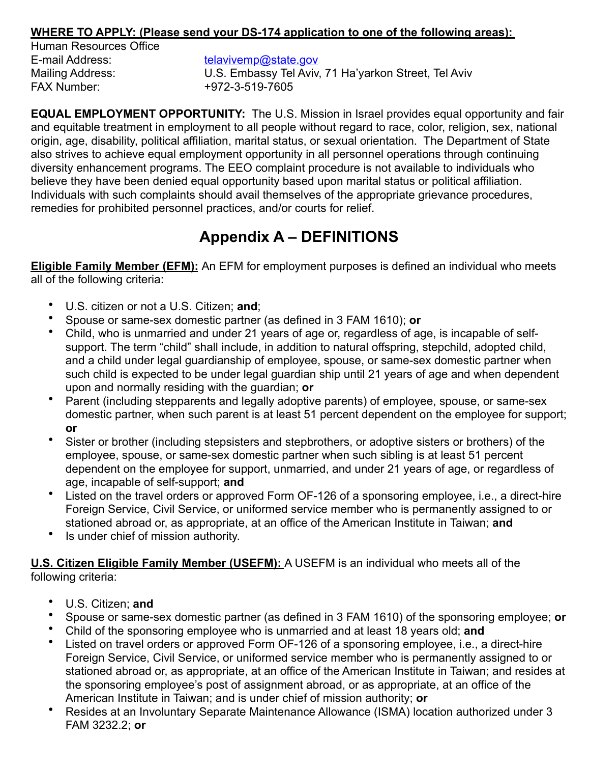**WHERE TO APPLY: (Please send your DS-174 application to one of the following areas):**

Human Resources Office

| | |
|---|---|
| E-mail Address: | telavivemp@state.gov |
| Mailing Address: | U.S. Embassy Tel Aviv, 71 Ha'yarkon Street, Tel Aviv |
| FAX Number: | +972-3-519-7605 |

**EQUAL EMPLOYMENT OPPORTUNITY:** The U.S. Mission in Israel provides equal opportunity and fair and equitable treatment in employment to all people without regard to race, color, religion, sex, national origin, age, disability, political affiliation, marital status, or sexual orientation. The Department of State also strives to achieve equal employment opportunity in all personnel operations through continuing diversity enhancement programs. The EEO complaint procedure is not available to individuals who believe they have been denied equal opportunity based upon marital status or political affiliation. Individuals with such complaints should avail themselves of the appropriate grievance procedures, remedies for prohibited personnel practices, and/or courts for relief.

# Appendix A – DEFINITIONS

**Eligible Family Member (EFM):** An EFM for employment purposes is defined an individual who meets all of the following criteria:

- U.S. citizen or not a U.S. Citizen; **and**;
- Spouse or same-sex domestic partner (as defined in 3 FAM 1610); **or**
- Child, who is unmarried and under 21 years of age or, regardless of age, is incapable of self-support. The term "child" shall include, in addition to natural offspring, stepchild, adopted child, and a child under legal guardianship of employee, spouse, or same-sex domestic partner when such child is expected to be under legal guardian ship until 21 years of age and when dependent upon and normally residing with the guardian; **or**
- Parent (including stepparents and legally adoptive parents) of employee, spouse, or same-sex domestic partner, when such parent is at least 51 percent dependent on the employee for support; **or**
- Sister or brother (including stepsisters and stepbrothers, or adoptive sisters or brothers) of the employee, spouse, or same-sex domestic partner when such sibling is at least 51 percent dependent on the employee for support, unmarried, and under 21 years of age, or regardless of age, incapable of self-support; **and**
- Listed on the travel orders or approved Form OF-126 of a sponsoring employee, i.e., a direct-hire Foreign Service, Civil Service, or uniformed service member who is permanently assigned to or stationed abroad or, as appropriate, at an office of the American Institute in Taiwan; **and**
- Is under chief of mission authority.

**U.S. Citizen Eligible Family Member (USEFM):** A USEFM is an individual who meets all of the following criteria:

- U.S. Citizen; **and**
- Spouse or same-sex domestic partner (as defined in 3 FAM 1610) of the sponsoring employee; **or**
- Child of the sponsoring employee who is unmarried and at least 18 years old; **and**
- Listed on travel orders or approved Form OF-126 of a sponsoring employee, i.e., a direct-hire Foreign Service, Civil Service, or uniformed service member who is permanently assigned to or stationed abroad or, as appropriate, at an office of the American Institute in Taiwan; and resides at the sponsoring employee's post of assignment abroad, or as appropriate, at an office of the American Institute in Taiwan; and is under chief of mission authority; **or**
- Resides at an Involuntary Separate Maintenance Allowance (ISMA) location authorized under 3 FAM 3232.2; **or**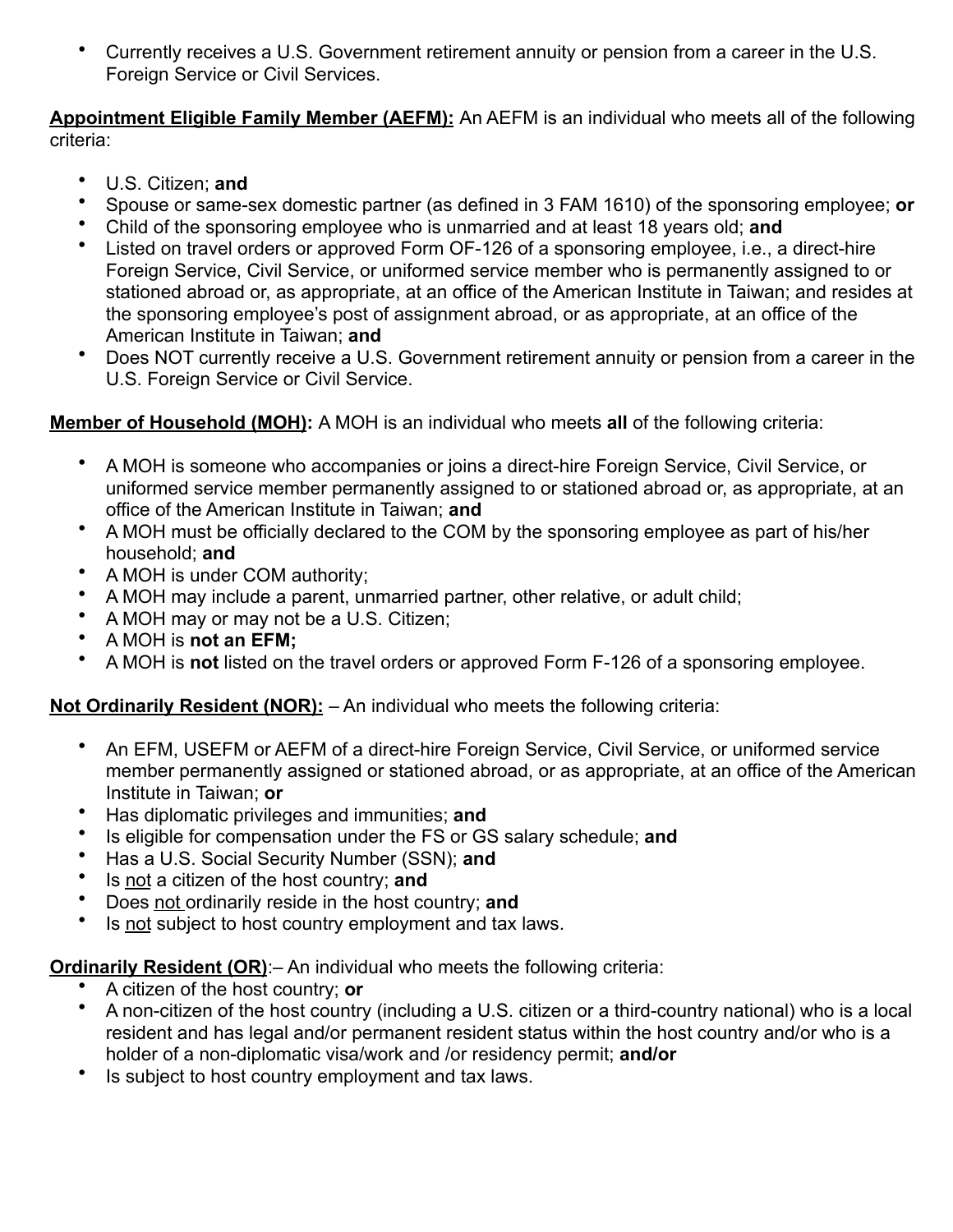- Currently receives a U.S. Government retirement annuity or pension from a career in the U.S. Foreign Service or Civil Services.

**Appointment Eligible Family Member (AEFM):** An AEFM is an individual who meets all of the following criteria:

- U.S. Citizen; **and**
- Spouse or same-sex domestic partner (as defined in 3 FAM 1610) of the sponsoring employee; **or**
- Child of the sponsoring employee who is unmarried and at least 18 years old; **and**
- Listed on travel orders or approved Form OF-126 of a sponsoring employee, i.e., a direct-hire Foreign Service, Civil Service, or uniformed service member who is permanently assigned to or stationed abroad or, as appropriate, at an office of the American Institute in Taiwan; and resides at the sponsoring employee's post of assignment abroad, or as appropriate, at an office of the American Institute in Taiwan; **and**
- Does NOT currently receive a U.S. Government retirement annuity or pension from a career in the U.S. Foreign Service or Civil Service.

**Member of Household (MOH):** A MOH is an individual who meets **all** of the following criteria:

- A MOH is someone who accompanies or joins a direct-hire Foreign Service, Civil Service, or uniformed service member permanently assigned to or stationed abroad or, as appropriate, at an office of the American Institute in Taiwan; **and**
- A MOH must be officially declared to the COM by the sponsoring employee as part of his/her household; **and**
- A MOH is under COM authority;
- A MOH may include a parent, unmarried partner, other relative, or adult child;
- A MOH may or may not be a U.S. Citizen;
- A MOH is **not an EFM;**
- A MOH is **not** listed on the travel orders or approved Form F-126 of a sponsoring employee.

**Not Ordinarily Resident (NOR):** – An individual who meets the following criteria:

- An EFM, USEFM or AEFM of a direct-hire Foreign Service, Civil Service, or uniformed service member permanently assigned or stationed abroad, or as appropriate, at an office of the American Institute in Taiwan; **or**
- Has diplomatic privileges and immunities; **and**
- Is eligible for compensation under the FS or GS salary schedule; **and**
- Has a U.S. Social Security Number (SSN); **and**
- Is <u>not</u> a citizen of the host country; **and**
- Does <u>not</u> ordinarily reside in the host country; **and**
- Is <u>not</u> subject to host country employment and tax laws.

**Ordinarily Resident (OR)**:– An individual who meets the following criteria:

- A citizen of the host country; **or**
- A non-citizen of the host country (including a U.S. citizen or a third-country national) who is a local resident and has legal and/or permanent resident status within the host country and/or who is a holder of a non-diplomatic visa/work and /or residency permit; **and/or**
- Is subject to host country employment and tax laws.